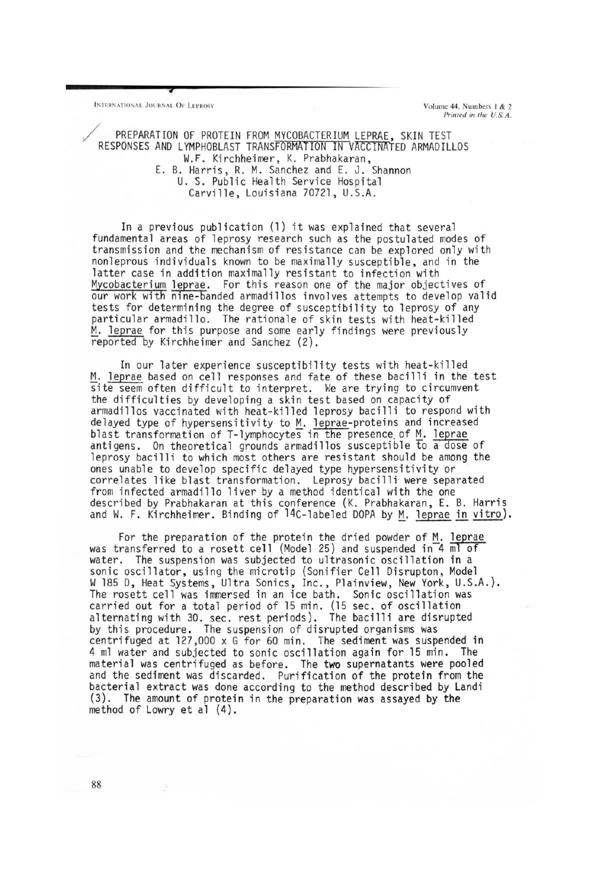# PREPARATION OF PROTEIN FROM MYCOBACTERIUM LEPRAE, SKIN TEST RESPONSES AND LYMPHOBLAST TRANSFORMATION IN VACCINATED ARMADILLOS

W.F. Kirchheimer, K. Prabhakaran,
E. B. Harris, R. M. Sanchez and E. J. Shannon
U. S. Public Health Service Hospital
Carville, Louisiana 70721, U.S.A.

In a previous publication (1) it was explained that several fundamental areas of leprosy research such as the postulated modes of transmission and the mechanism of resistance can be explored only with nonleprous individuals known to be maximally susceptible, and in the latter case in addition maximally resistant to infection with *Mycobacterium leprae*. For this reason one of the major objectives of our work with nine-banded armadillos involves attempts to develop valid tests for determining the degree of susceptibility to leprosy of any particular armadillo. The rationale of skin tests with heat-killed *M. leprae* for this purpose and some early findings were previously reported by Kirchheimer and Sanchez (2).

In our later experience susceptibility tests with heat-killed *M. leprae* based on cell responses and fate of these bacilli in the test site seem often difficult to interpret. We are trying to circumvent the difficulties by developing a skin test based on capacity of armadillos vaccinated with heat-killed leprosy bacilli to respond with delayed type of hypersensitivity to *M. leprae*-proteins and increased blast transformation of T-lymphocytes in the presence of *M. leprae* antigens. On theoretical grounds armadillos susceptible to a dose of leprosy bacilli to which most others are resistant should be among the ones unable to develop specific delayed type hypersensitivity or correlates like blast transformation. Leprosy bacilli were separated from infected armadillo liver by a method identical with the one described by Prabhakaran at this conference (K. Prabhakaran, E. B. Harris and W. F. Kirchheimer. Binding of $^{14}C$-labeled DOPA by *M. leprae in vitro*).

For the preparation of the protein the dried powder of *M. leprae* was transferred to a rosett cell (Model 25) and suspended in 4 ml of water. The suspension was subjected to ultrasonic oscillation in a sonic oscillator, using the microtip (Sonifier Cell Disrupton, Model W 185 D, Heat Systems, Ultra Sonics, Inc., Plainview, New York, U.S.A.). The rosett cell was immersed in an ice bath. Sonic oscillation was carried out for a total period of 15 min. (15 sec. of oscillation alternating with 30. sec. rest periods). The bacilli are disrupted by this procedure. The suspension of disrupted organisms was centrifuged at 127,000 x G for 60 min. The sediment was suspended in 4 ml water and subjected to sonic oscillation again for 15 min. The material was centrifuged as before. The two supernatants were pooled and the sediment was discarded. Purification of the protein from the bacterial extract was done according to the method described by Landi (3). The amount of protein in the preparation was assayed by the method of Lowry et al (4).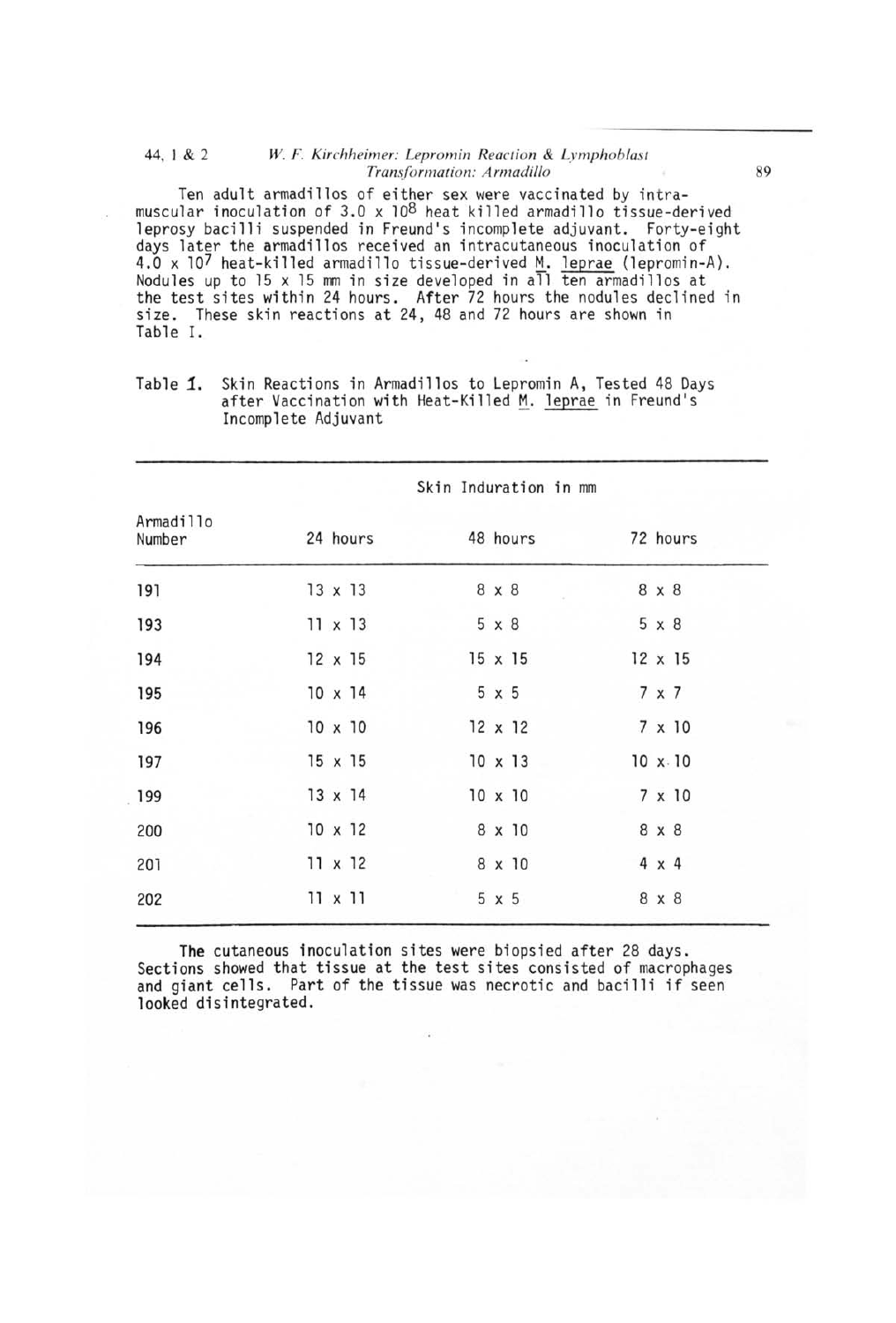Ten adult armadillos of either sex were vaccinated by intramuscular inoculation of $3.0 \times 10^8$ heat killed armadillo tissue-derived leprosy bacilli suspended in Freund's incomplete adjuvant. Forty-eight days later the armadillos received an intracutaneous inoculation of $4.0 \times 10^7$ heat-killed armadillo tissue-derived *M. leprae* (lepromin-A). Nodules up to 15 x 15 mm in size developed in all ten armadillos at the test sites within 24 hours. After 72 hours the nodules declined in size. These skin reactions at 24, 48 and 72 hours are shown in Table I.

Table 1. Skin Reactions in Armadillos to Lepromin A, Tested 48 Days after Vaccination with Heat-Killed *M. leprae* in Freund's Incomplete Adjuvant

| Armadillo Number | Skin Induration in mm | | |
|---|---|---|---|
| | 24 hours | 48 hours | 72 hours |
| 191 | 13 x 13 | 8 x 8 | 8 x 8 |
| 193 | 11 x 13 | 5 x 8 | 5 x 8 |
| 194 | 12 x 15 | 15 x 15 | 12 x 15 |
| 195 | 10 x 14 | 5 x 5 | 7 x 7 |
| 196 | 10 x 10 | 12 x 12 | 7 x 10 |
| 197 | 15 x 15 | 10 x 13 | 10 x 10 |
| 199 | 13 x 14 | 10 x 10 | 7 x 10 |
| 200 | 10 x 12 | 8 x 10 | 8 x 8 |
| 201 | 11 x 12 | 8 x 10 | 4 x 4 |
| 202 | 11 x 11 | 5 x 5 | 8 x 8 |

The cutaneous inoculation sites were biopsied after 28 days. Sections showed that tissue at the test sites consisted of macrophages and giant cells. Part of the tissue was necrotic and bacilli if seen looked disintegrated.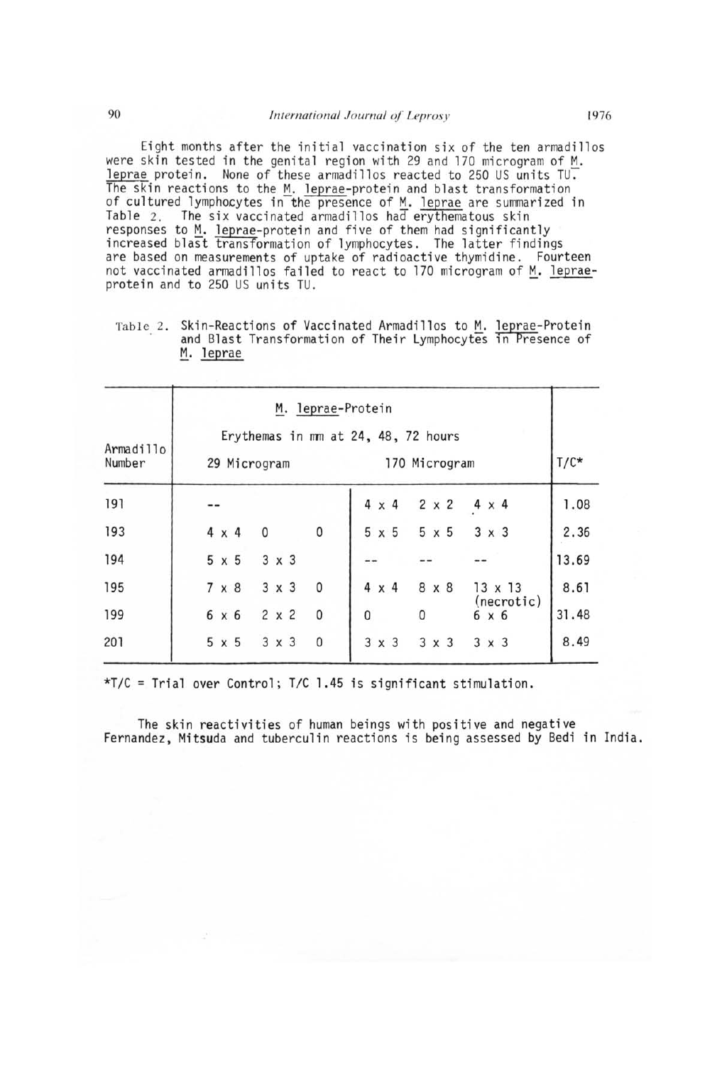Eight months after the initial vaccination six of the ten armadillos were skin tested in the genital region with 29 and 170 microgram of M. leprae protein. None of these armadillos reacted to 250 US units TU. The skin reactions to the M. leprae-protein and blast transformation of cultured lymphocytes in the presence of M. leprae are summarized in Table 2. The six vaccinated armadillos had erythematous skin responses to M. leprae-protein and five of them had significantly increased blast transformation of lymphocytes. The latter findings are based on measurements of uptake of radioactive thymidine. Fourteen not vaccinated armadillos failed to react to 170 microgram of M. leprae-protein and to 250 US units TU.

Table 2. Skin-Reactions of Vaccinated Armadillos to M. leprae-Protein and Blast Transformation of Their Lymphocytes in Presence of M. leprae

| Armadillo Number | M. leprae-Protein Erythemas in mm at 24, 48, 72 hours | | | | | | T/C* |
|---|---|---|---|---|---|---|---|
| | 29 Microgram | | | 170 Microgram | | | |
| 191 | -- | | | 4 x 4 | 2 x 2 | 4 x 4 | 1.08 |
| 193 | 4 x 4 | 0 | 0 | 5 x 5 | 5 x 5 | 3 x 3 | 2.36 |
| 194 | 5 x 5 | 3 x 3 | | -- | -- | -- | 13.69 |
| 195 | 7 x 8 | 3 x 3 | 0 | 4 x 4 | 8 x 8 | 13 x 13 (necrotic) | 8.61 |
| 199 | 6 x 6 | 2 x 2 | 0 | 0 | 0 | 6 x 6 | 31.48 |
| 201 | 5 x 5 | 3 x 3 | 0 | 3 x 3 | 3 x 3 | 3 x 3 | 8.49 |

*T/C = Trial over Control; T/C 1.45 is significant stimulation.

The skin reactivities of human beings with positive and negative Fernandez, Mitsuda and tuberculin reactions is being assessed by Bedi in India.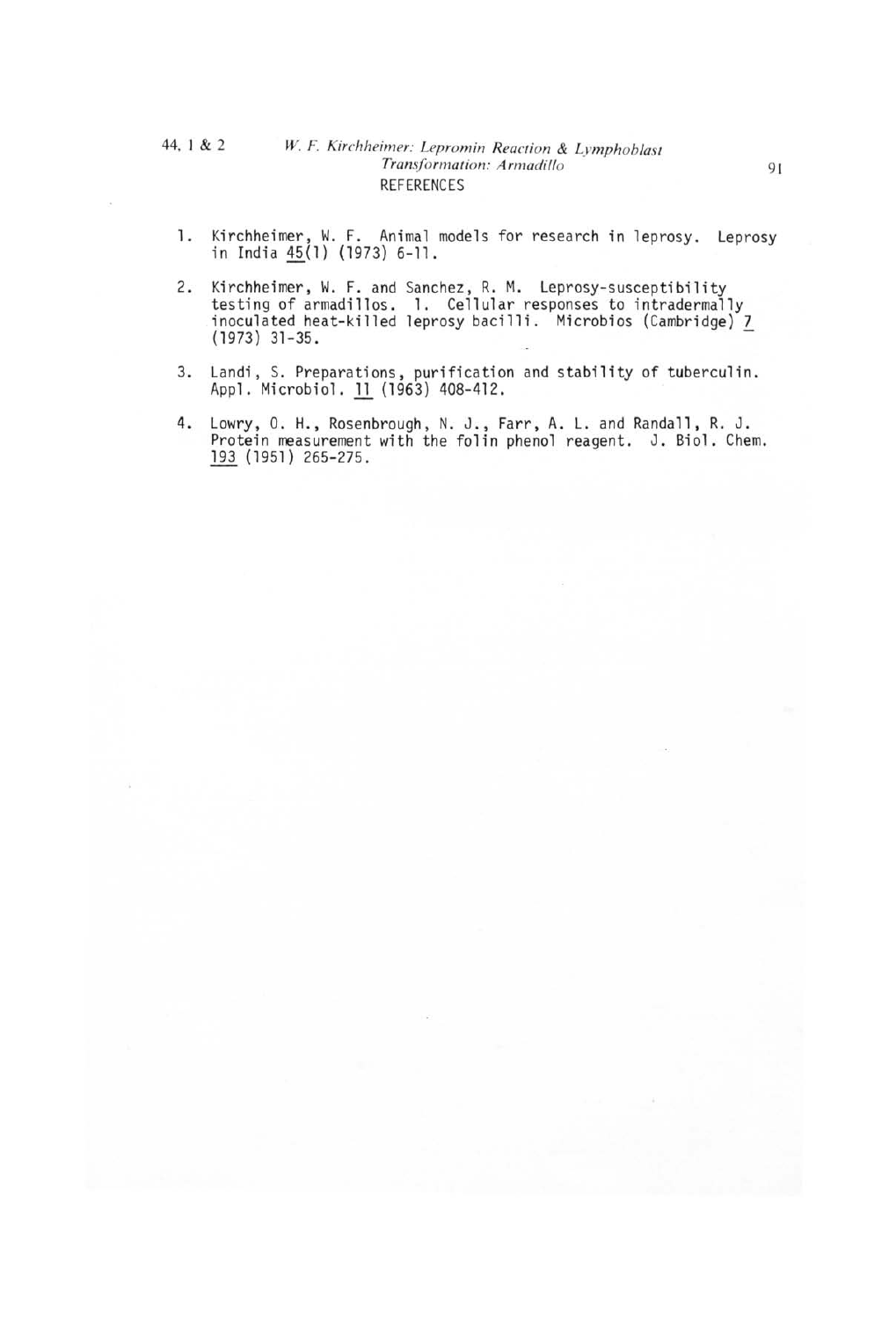## REFERENCES

1. Kirchheimer, W. F. Animal models for research in leprosy. Leprosy in India 45(1) (1973) 6-11.

2. Kirchheimer, W. F. and Sanchez, R. M. Leprosy-susceptibility testing of armadillos. 1. Cellular responses to intradermally inoculated heat-killed leprosy bacilli. Microbios (Cambridge) 7 (1973) 31-35.

3. Landi, S. Preparations, purification and stability of tuberculin. Appl. Microbiol. 11 (1963) 408-412.

4. Lowry, O. H., Rosenbrough, N. J., Farr, A. L. and Randall, R. J. Protein measurement with the folin phenol reagent. J. Biol. Chem. 193 (1951) 265-275.